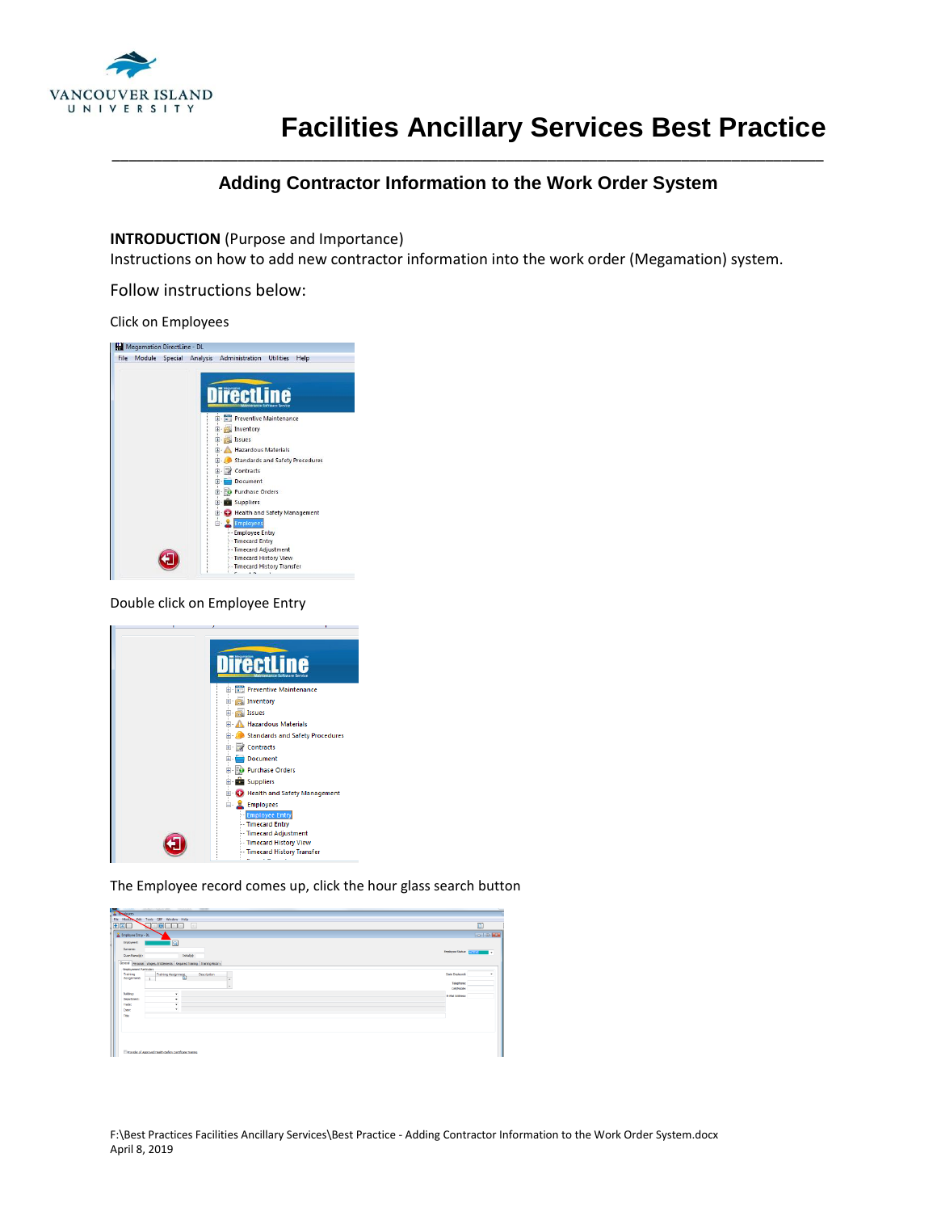# Facilities Ancillary Services Best Practice

## Adding Contractor Information to the Work Order System

**INTRODUCTION** (Purpose and Importance)

Instructions on how to add new contractor information into the work order (Megamation) system.

Follow instructions below:

Click on Employees

Double click on Employee Entry

The Employee record comes up, click the hour glass search button

F:\Best Practices Facilities Ancillary Services\Best Practice - Adding Contractor Information to the Work Order System.docx
April 8, 2019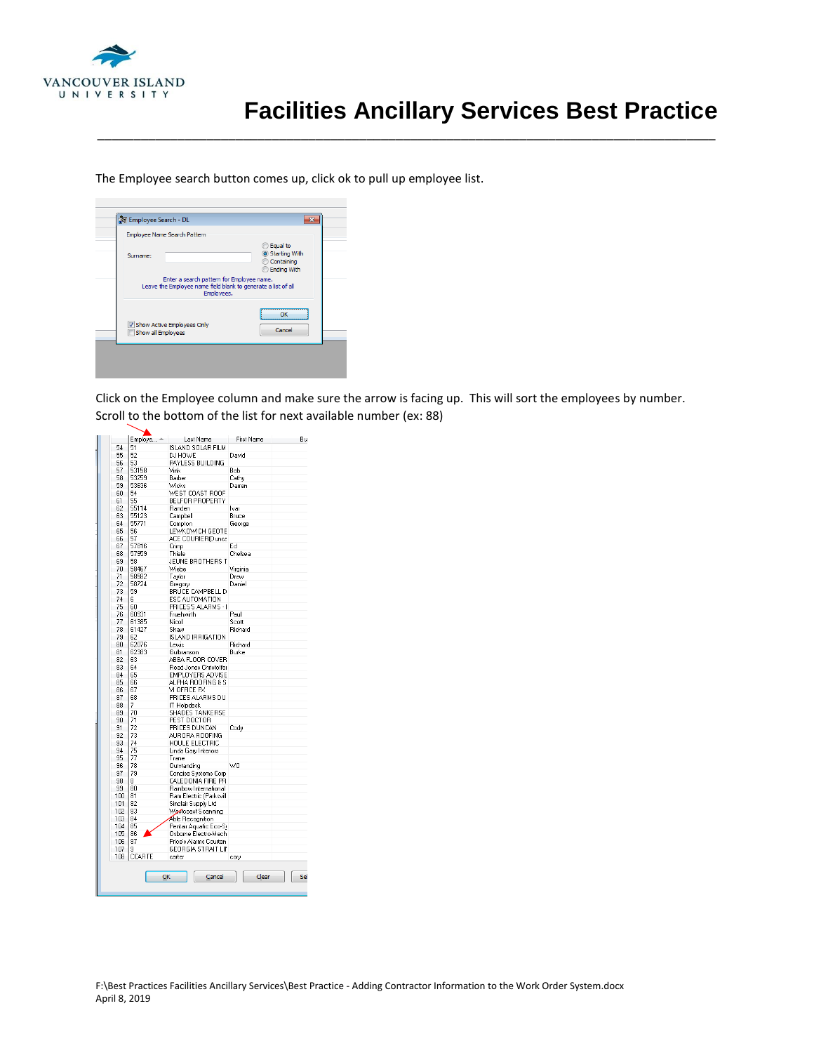The Employee search button comes up, click ok to pull up employee list.

Click on the Employee column and make sure the arrow is facing up. This will sort the employees by number. Scroll to the bottom of the list for next available number (ex: 88)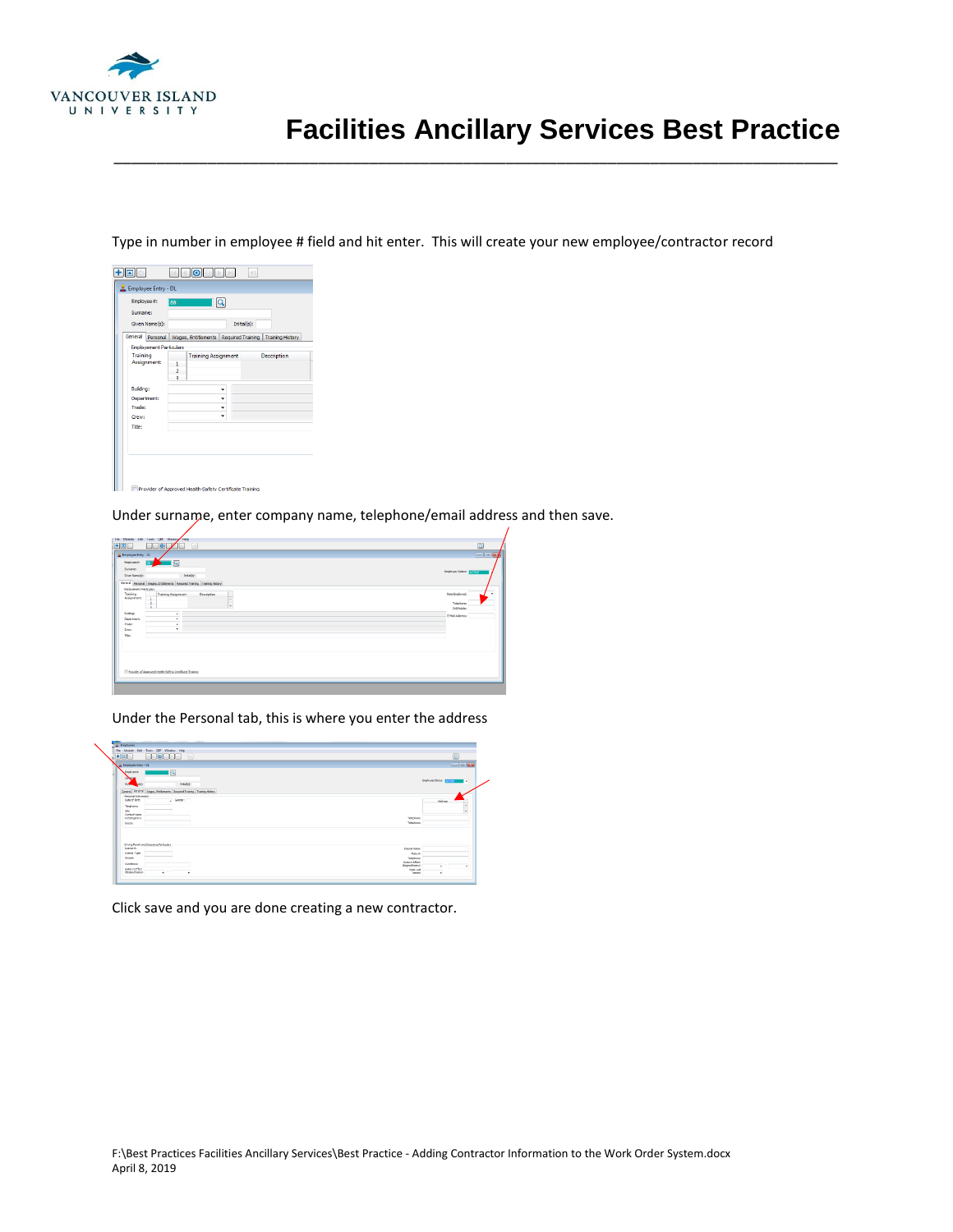Type in number in employee # field and hit enter. This will create your new employee/contractor record

Under surname, enter company name, telephone/email address and then save.

Under the Personal tab, this is where you enter the address

Click save and you are done creating a new contractor.

F:\Best Practices Facilities Ancillary Services\Best Practice - Adding Contractor Information to the Work Order System.docx
April 8, 2019